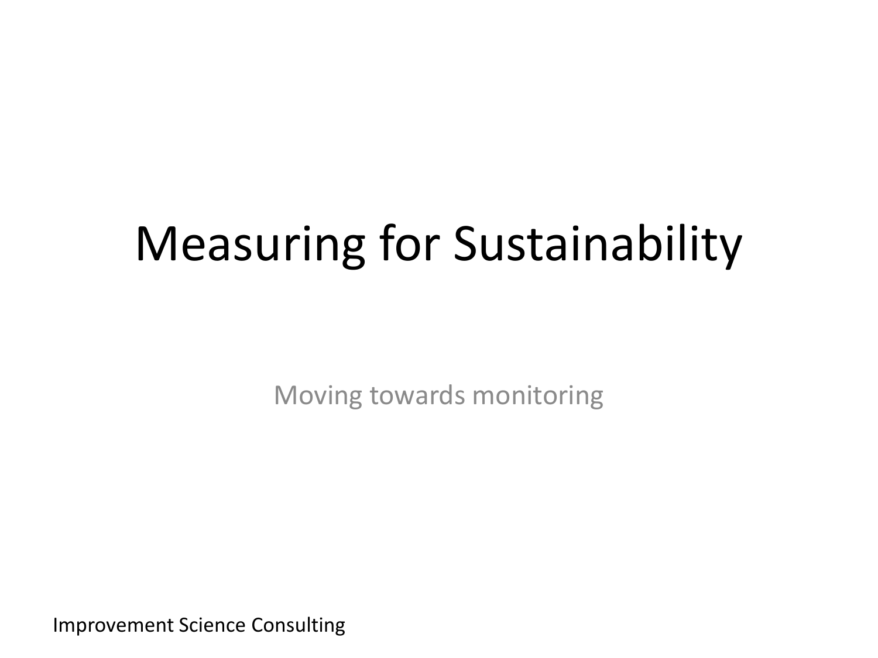# Measuring for Sustainability

Moving towards monitoring

Improvement Science Consulting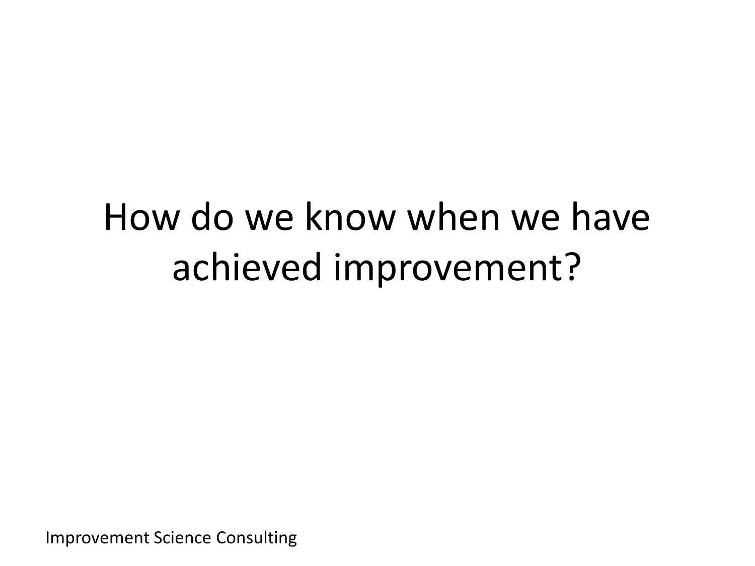# How do we know when we have achieved improvement?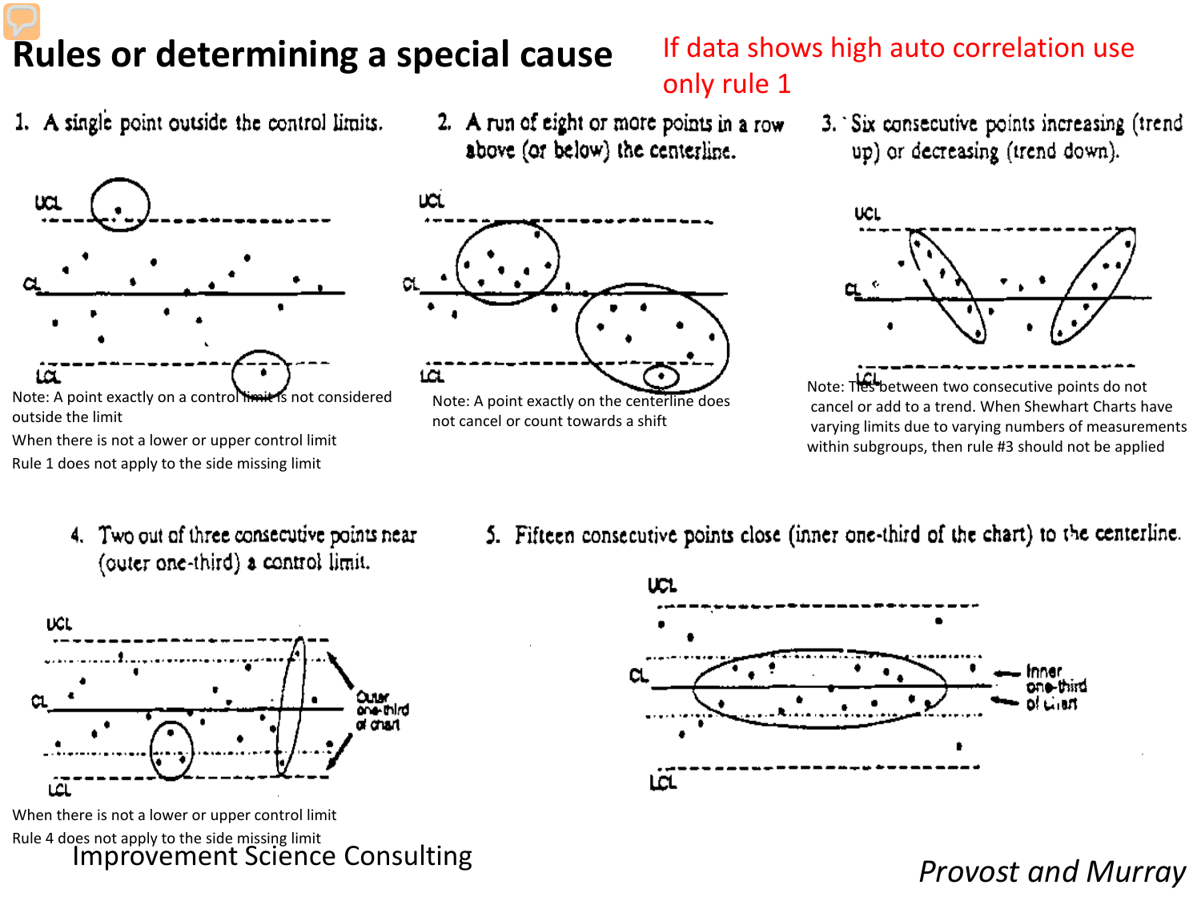# Rules or determining a special cause

If data shows high auto correlation use only rule 1

1. A single point outside the control limits.

Note: A point exactly on a control limit is not considered outside the limit

When there is not a lower or upper control limit

Rule 1 does not apply to the side missing limit

2. A run of eight or more points in a row above (or below) the centerline.

Note: A point exactly on the centerline does not cancel or count towards a shift

3. Six consecutive points increasing (trend up) or decreasing (trend down).

Note: Ties between two consecutive points do not cancel or add to a trend. When Shewhart Charts have varying limits due to varying numbers of measurements within subgroups, then rule #3 should not be applied

4. Two out of three consecutive points near (outer one-third) a control limit.

When there is not a lower or upper control limit

Rule 4 does not apply to the side missing limit

5. Fifteen consecutive points close (inner one-third of the chart) to the centerline.

Improvement Science Consulting

*Provost and Murray*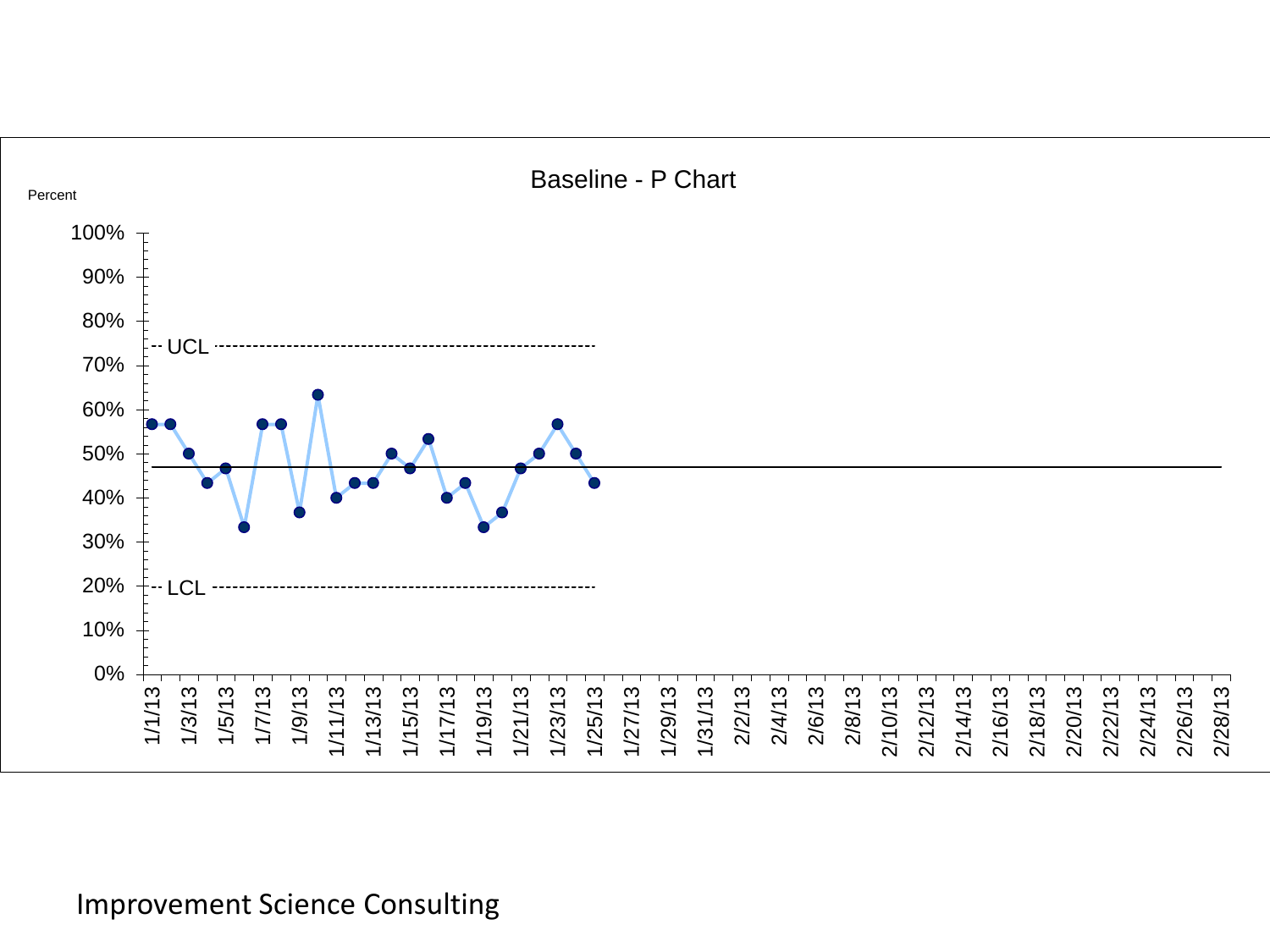## Baseline - P Chart

Percent

100%
90%
80%
70%
60%
50%
40%
30%
20%
10%
0%

UCL

LCL

1/1/13 1/3/13 1/5/13 1/7/13 1/9/13 1/11/13 1/13/13 1/15/13 1/17/13 1/19/13 1/21/13 1/23/13 1/25/13 1/27/13 1/29/13 1/31/13 2/2/13 2/4/13 2/6/13 2/8/13 2/10/13 2/12/13 2/14/13 2/16/13 2/18/13 2/20/13 2/22/13 2/24/13 2/26/13 2/28/13

Improvement Science Consulting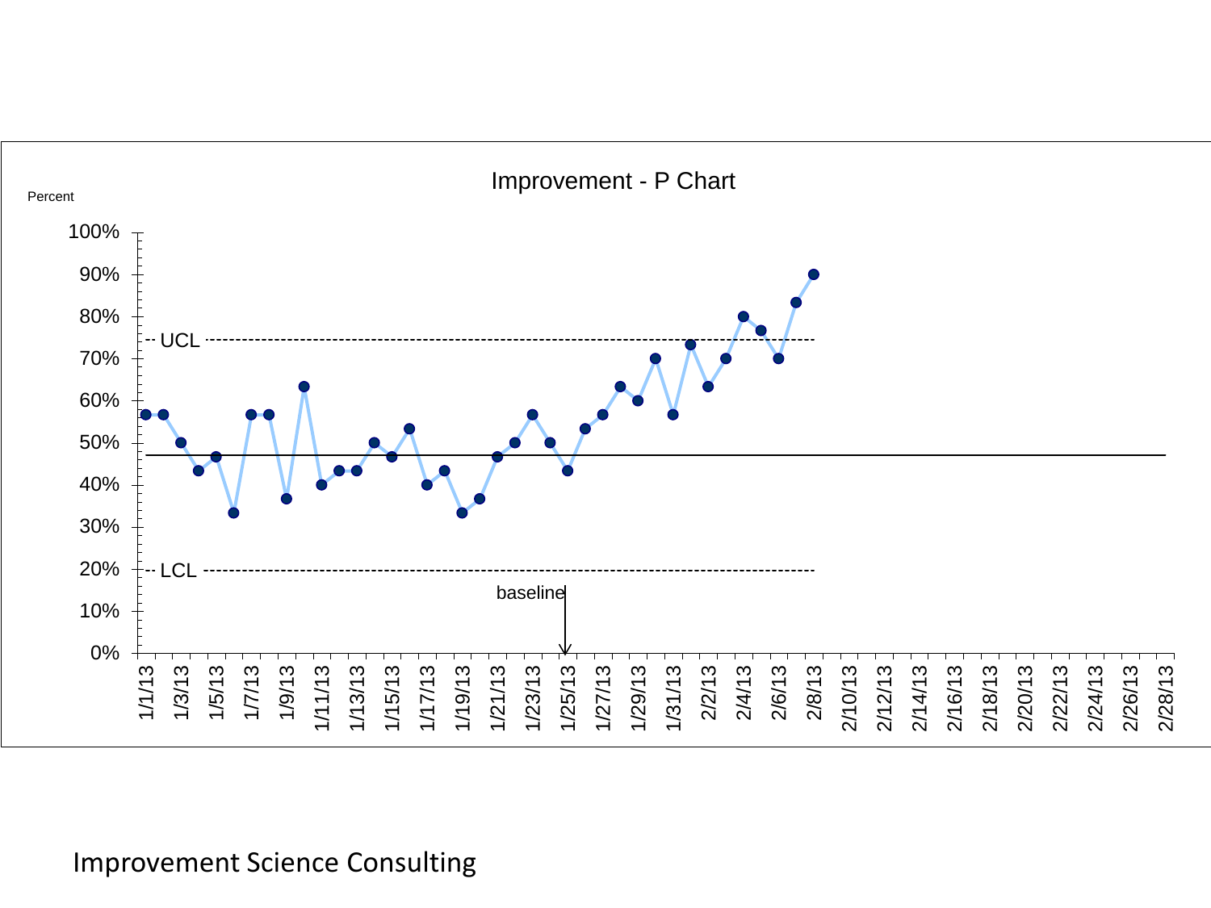Improvement - P Chart

Percent

100%
90%
80%
70%
60%
50%
40%
30%
20%
10%
0%

UCL

LCL

baseline

1/1/13 1/3/13 1/5/13 1/7/13 1/9/13 1/11/13 1/13/13 1/15/13 1/17/13 1/19/13 1/21/13 1/23/13 1/25/13 1/27/13 1/29/13 1/31/13 2/2/13 2/4/13 2/6/13 2/8/13 2/10/13 2/12/13 2/14/13 2/16/13 2/18/13 2/20/13 2/22/13 2/24/13 2/26/13 2/28/13

Improvement Science Consulting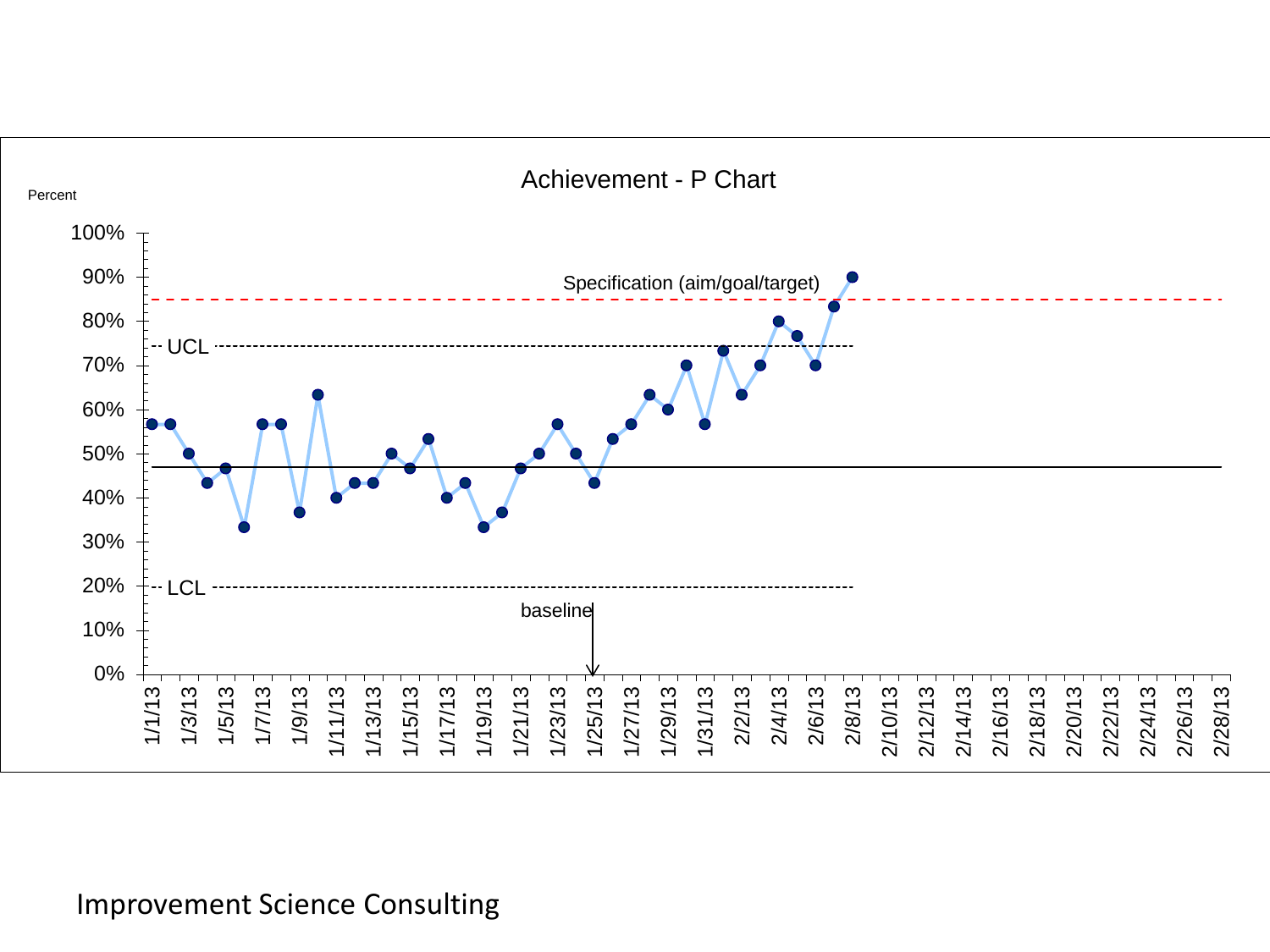Achievement - P Chart

Percent

Specification (aim/goal/target)

UCL

LCL

baseline

Improvement Science Consulting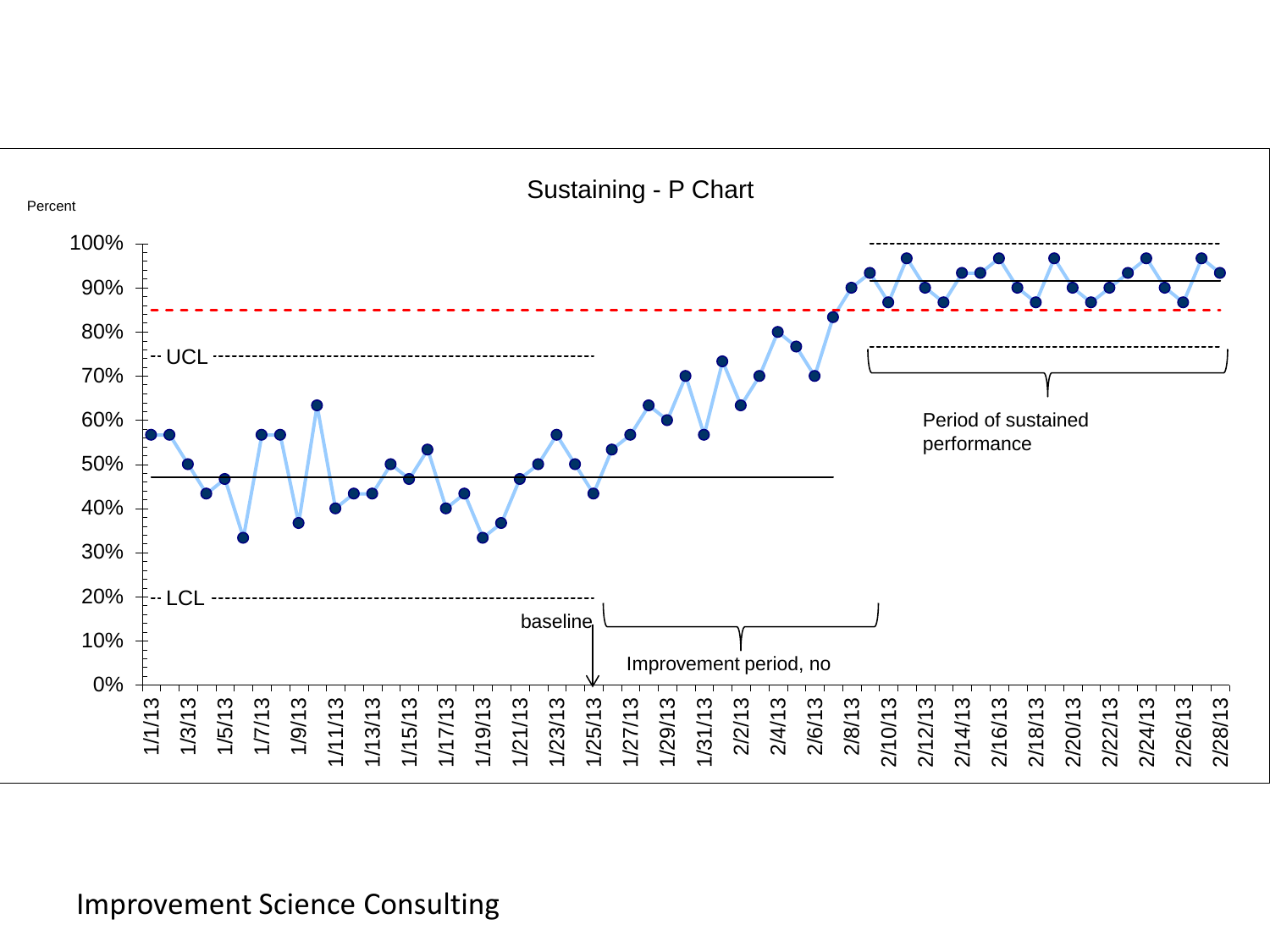Sustaining - P Chart

Percent

100%
90%
80%
70%
60%
50%
40%
30%
20%
10%
0%

UCL

LCL

baseline

Improvement period, no

Period of sustained performance

1/1/13 1/3/13 1/5/13 1/7/13 1/9/13 1/11/13 1/13/13 1/15/13 1/17/13 1/19/13 1/21/13 1/23/13 1/25/13 1/27/13 1/29/13 1/31/13 2/2/13 2/4/13 2/6/13 2/8/13 2/10/13 2/12/13 2/14/13 2/16/13 2/18/13 2/20/13 2/22/13 2/24/13 2/26/13 2/28/13

Improvement Science Consulting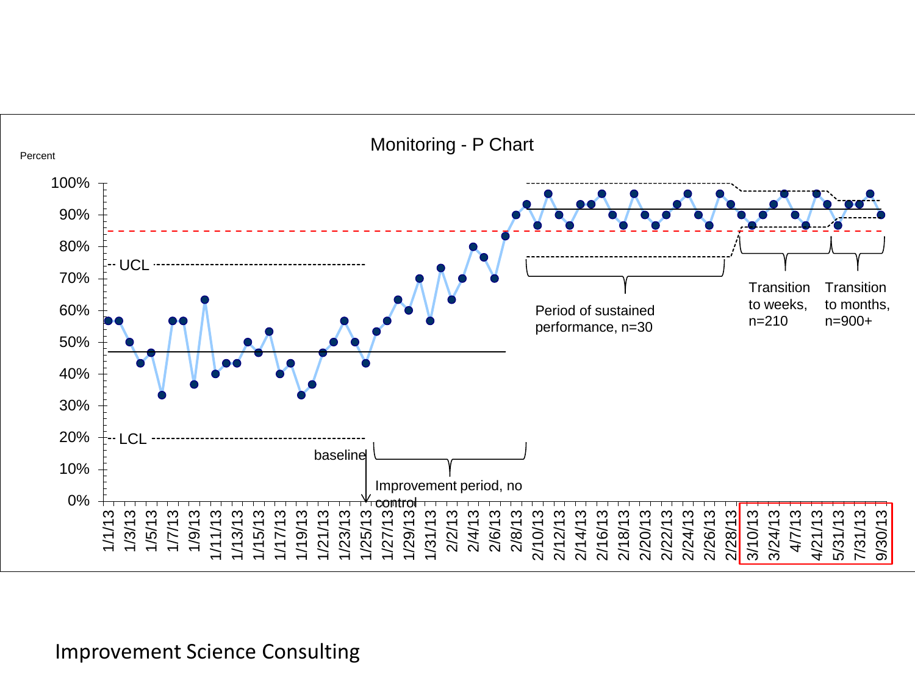Monitoring - P Chart

Percent

100%
90%
80%
70%
60%
50%
40%
30%
20%
10%
0%

UCL

LCL

baseline

Improvement period, no control

Period of sustained performance, n=30

Transition to weeks, n=210

Transition to months, n=900+

1/1/13 1/3/13 1/5/13 1/7/13 1/9/13 1/11/13 1/13/13 1/15/13 1/17/13 1/19/13 1/21/13 1/23/13 1/25/13 1/27/13 1/29/13 1/31/13 2/2/13 2/4/13 2/6/13 2/8/13 2/10/13 2/12/13 2/14/13 2/16/13 2/18/13 2/20/13 2/22/13 2/24/13 2/26/13 2/28/13 3/10/13 3/24/13 4/7/13 4/21/13 5/31/13 7/31/13 9/30/13

Improvement Science Consulting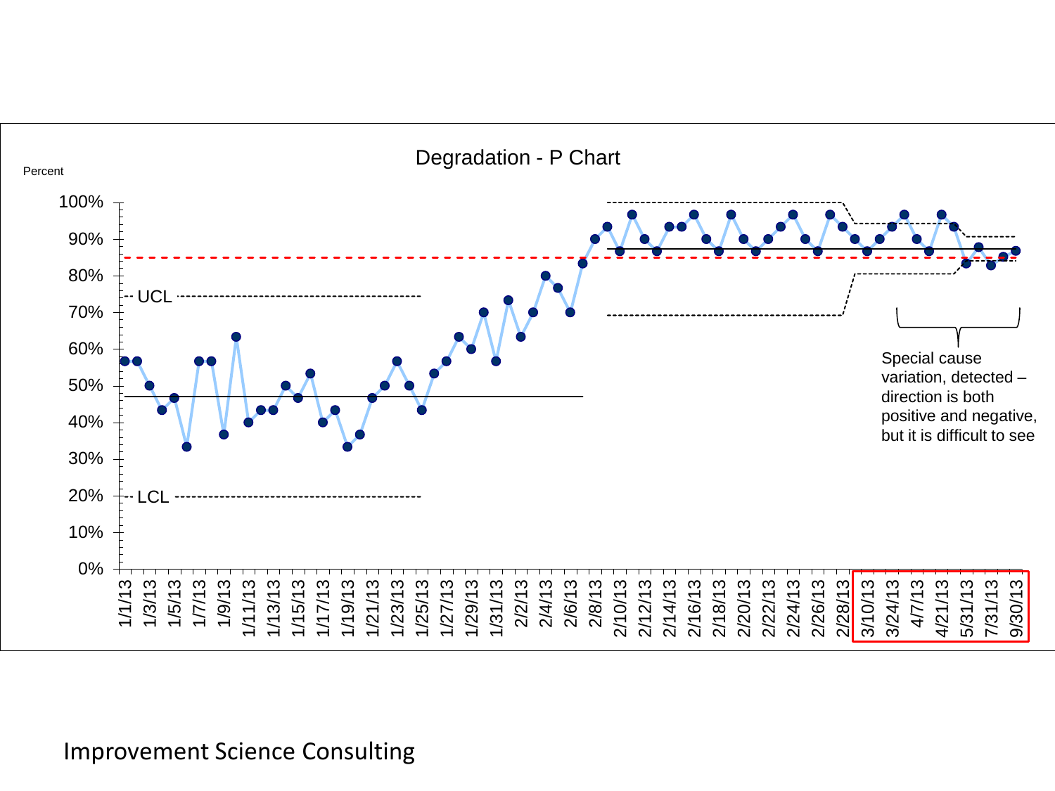Degradation - P Chart

Percent

100%
90%
80%
70%
60%
50%
40%
30%
20%
10%
0%

UCL

LCL

1/1/13 1/3/13 1/5/13 1/7/13 1/9/13 1/11/13 1/13/13 1/15/13 1/17/13 1/19/13 1/21/13 1/23/13 1/25/13 1/27/13 1/29/13 1/31/13 2/2/13 2/4/13 2/6/13 2/8/13 2/10/13 2/12/13 2/14/13 2/16/13 2/18/13 2/20/13 2/22/13 2/24/13 2/26/13 2/28/13 3/10/13 3/24/13 4/7/13 4/21/13 5/31/13 7/31/13 9/30/13

Special cause variation, detected – direction is both positive and negative, but it is difficult to see

Improvement Science Consulting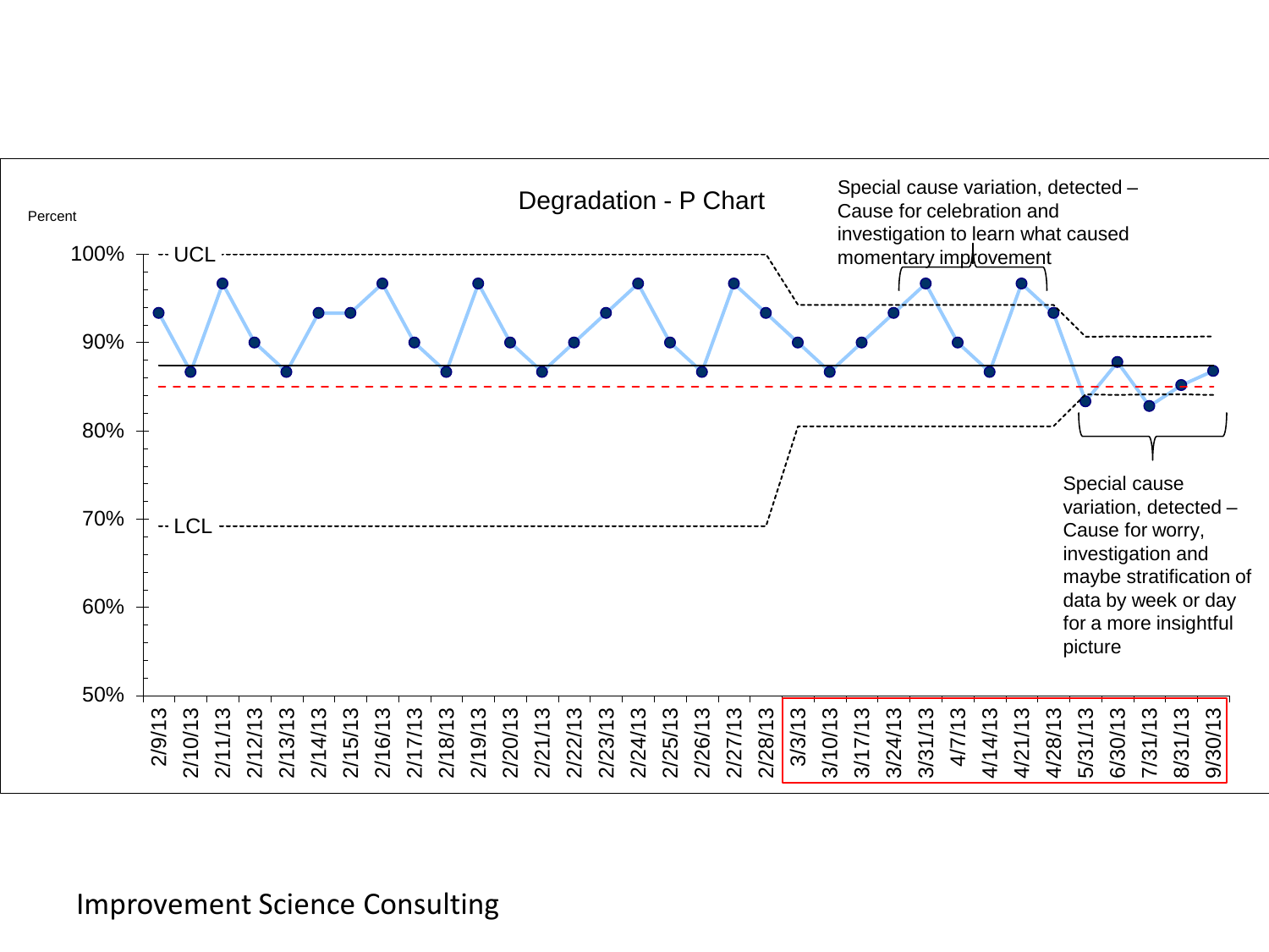# Degradation - P Chart

Percent

100% -- UCL

90%

80%

70% -- LCL

60%

50%

2/9/13, 2/10/13, 2/11/13, 2/12/13, 2/13/13, 2/14/13, 2/15/13, 2/16/13, 2/17/13, 2/18/13, 2/19/13, 2/20/13, 2/21/13, 2/22/13, 2/23/13, 2/24/13, 2/25/13, 2/26/13, 2/27/13, 2/28/13, 3/3/13, 3/10/13, 3/17/13, 3/24/13, 3/31/13, 4/7/13, 4/14/13, 4/21/13, 4/28/13, 5/31/13, 6/30/13, 7/31/13, 8/31/13, 9/30/13

Special cause variation, detected – Cause for celebration and investigation to learn what caused momentary improvement

Special cause variation, detected – Cause for worry, investigation and maybe stratification of data by week or day for a more insightful picture

Improvement Science Consulting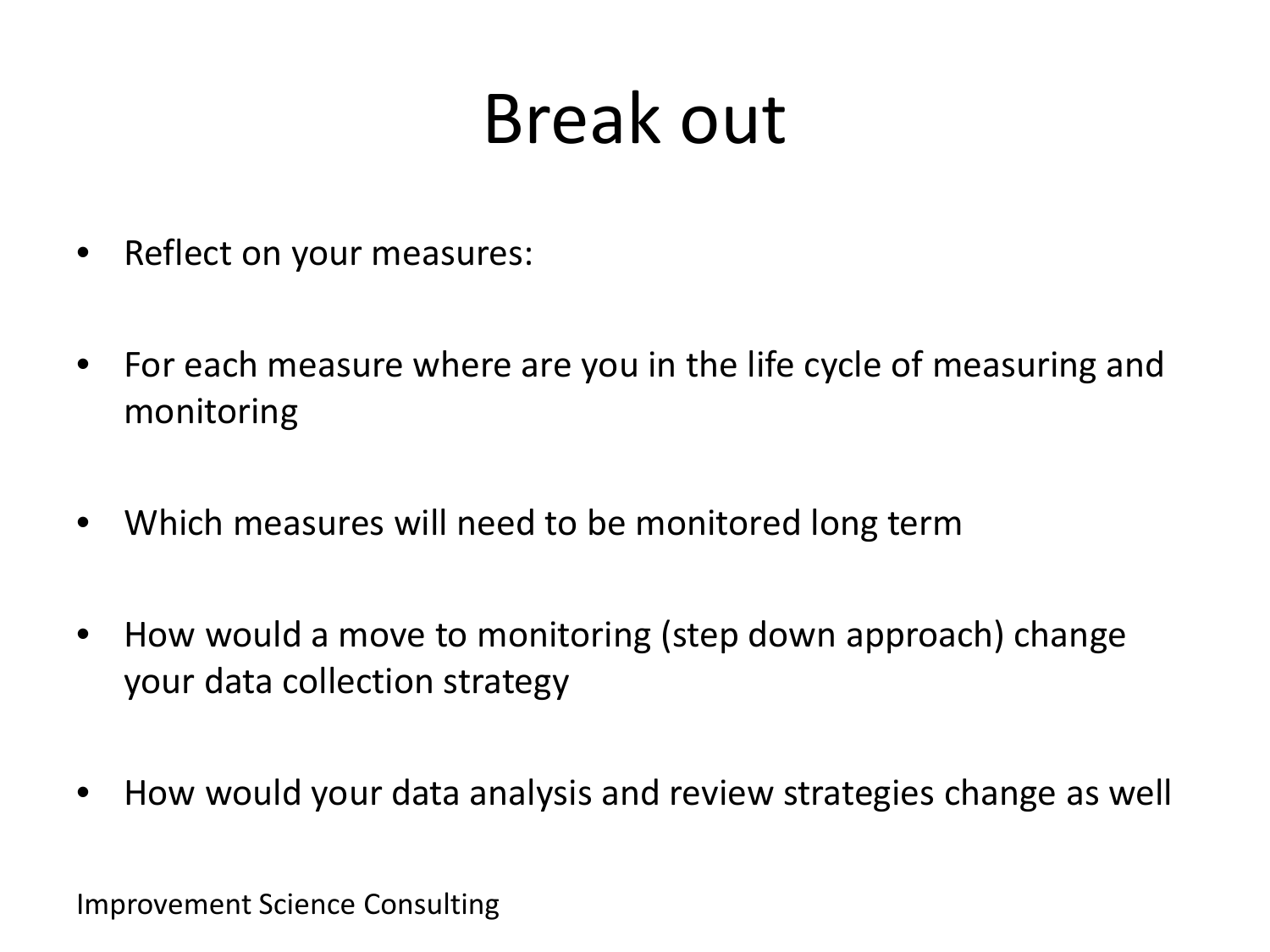# Break out

- Reflect on your measures:
- For each measure where are you in the life cycle of measuring and monitoring
- Which measures will need to be monitored long term
- How would a move to monitoring (step down approach) change your data collection strategy
- How would your data analysis and review strategies change as well

Improvement Science Consulting